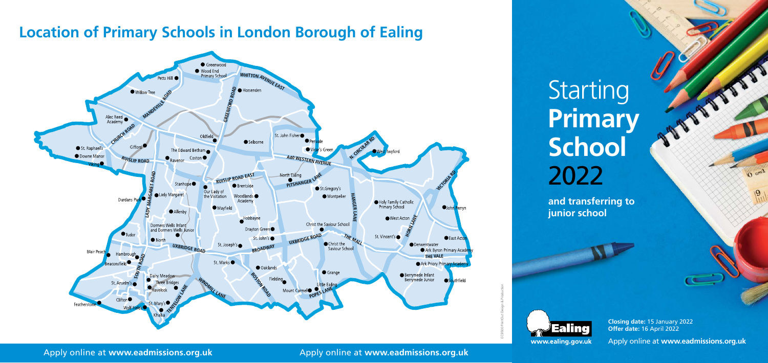## Location of Primary Schools in London Borough of Ealing

Greenwood
Wood End Primary School
Petts Hill
WHITTON AVENUE EAST
Willow Tree
MANDEVILLE ROAD
GREENFORD ROAD
Horsenden
Alec Reed Academy
CHURCH ROAD
Oldfield
Selborne
St. John Fisher
Perivale
N. CIRCULAR RD
St. Raphael's
Gifford
The Edward Betham
Vicar's Green
West Twyford
Downe Manor
RUISLIP ROAD
Ravenor
Coston
A40 WESTERN AVENUE
Viking
North Ealing
VICTORIA RD
RUISLIP ROAD EAST
PITSHANGER LANE
Stanhope
Brentside
St.Gregory's
LADY MARGARET ROAD
Our Lady of the Visitation
Woodlands Academy
Montpelier
Durdans Park
Lady Margaret
HANGER LANE
Holy Family Catholic Primary School
Mayfield
John Perryn
Allenby
West Acton
Hobbayne
HORN LANE
Dormers Wells Infant and Dormers Wells Junior
Drayton Green
Christ the Saviour School
Tudor
St. John's
UXBRIDGE ROAD
THE MALL
St. Vincent's
East Acton
North
UXBRIDGE ROAD
St. Joseph's
BROADWAY
Christ the Saviour School
Derwentwater
Ark Byron Primary Academy
Blair Peach
Hambrough
THE VALE
SOUTH ROAD
St. Marks
Ark Priory Primary Academy
Beaconsfield
Oakland
Dairy Meadow
BOSTON ROAD
Grange
Berrymede Infant
Berrymede Junior
Southfield
Three Bridges
WINDMILL LANE
St. Anselm's
Fielding
Havelock
Little Ealing
Mount Carmel
POPES LANE
TENTELOW LANE
Clifton
Featherstone
St. Mary's
Wolf Fields
Khalsa

# Starting **Primary School** 2022

**and transferring to junior school**

Ealing
www.ealing.gov.uk

**Closing date:** 15 January 2022
**Offer date:** 16 April 2022

Apply online at **www.eadmissions.org.uk**

Apply online at **www.eadmissions.org.uk**

Apply online at **www.eadmissions.org.uk**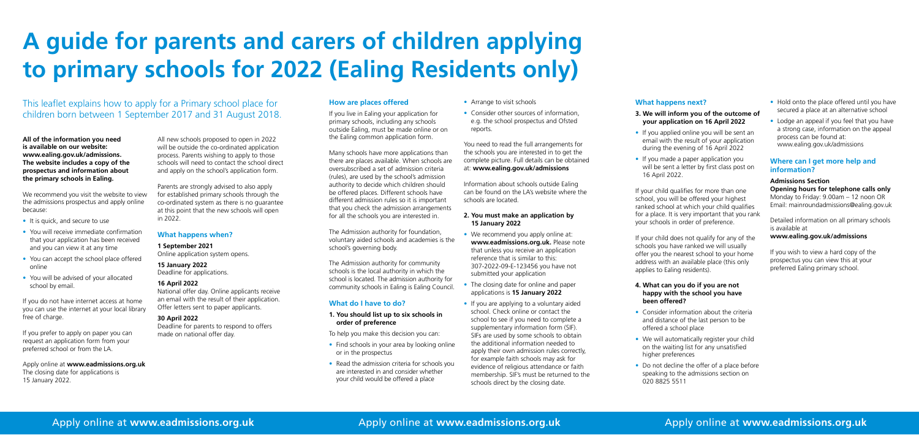# A guide for parents and carers of children applying to primary schools for 2022 (Ealing Residents only)

This leaflet explains how to apply for a Primary school place for children born between 1 September 2017 and 31 August 2018.

**All of the information you need is available on our website: www.ealing.gov.uk/admissions. The website includes a copy of the prospectus and information about the primary schools in Ealing.**

We recommend you visit the website to view the admissions prospectus and apply online because:

- It is quick, and secure to use
- You will receive immediate confirmation that your application has been received and you can view it at any time
- You can accept the school place offered online
- You will be advised of your allocated school by email.

If you do not have internet access at home you can use the internet at your local library free of charge.

If you prefer to apply on paper you can request an application form from your preferred school or from the LA.

Apply online at **www.eadmissions.org.uk**
The closing date for applications is 15 January 2022.

All new schools proposed to open in 2022 will be outside the co-ordinated application process. Parents wishing to apply to these schools will need to contact the school direct and apply on the school's application form.

Parents are strongly advised to also apply for established primary schools through the co-ordinated system as there is no guarantee at this point that the new schools will open in 2022.

## What happens when?

**1 September 2021**
Online application system opens.

**15 January 2022**
Deadline for applications.

**16 April 2022**
National offer day. Online applicants receive an email with the result of their application. Offer letters sent to paper applicants.

**30 April 2022**
Deadline for parents to respond to offers made on national offer day.

## How are places offered

If you live in Ealing your application for primary schools, including any schools outside Ealing, must be made online or on the Ealing common application form.

Many schools have more applications than there are places available. When schools are oversubscribed a set of admission criteria (rules), are used by the school's admission authority to decide which children should be offered places. Different schools have different admission rules so it is important that you check the admission arrangements for all the schools you are interested in.

The Admission authority for foundation, voluntary aided schools and academies is the school's governing body.

The Admission authority for community schools is the local authority in which the school is located. The admission authority for community schools in Ealing is Ealing Council.

## What do I have to do?

### 1. You should list up to six schools in order of preference

To help you make this decision you can:

- Find schools in your area by looking online or in the prospectus
- Read the admission criteria for schools you are interested in and consider whether your child would be offered a place
- Arrange to visit schools
- Consider other sources of information, e.g. the school prospectus and Ofsted reports.

You need to read the full arrangements for the schools you are interested in to get the complete picture. Full details can be obtained at: **www.ealing.gov.uk/admissions**

Information about schools outside Ealing can be found on the LA's website where the schools are located.

### 2. You must make an application by 15 January 2022

- We recommend you apply online at: **www.eadmissions.org.uk.** Please note that unless you receive an application reference that is similar to this: 307-2022-09-E-123456 you have not submitted your application
- The closing date for online and paper applications is **15 January 2022**
- If you are applying to a voluntary aided school. Check online or contact the school to see if you need to complete a supplementary information form (SIF). SIFs are used by some schools to obtain the additional information needed to apply their own admission rules correctly, for example faith schools may ask for evidence of religious attendance or faith membership. SIF's must be returned to the schools direct by the closing date.

## What happens next?

### 3. We will inform you of the outcome of your application on 16 April 2022

- If you applied online you will be sent an email with the result of your application during the evening of 16 April 2022
- If you made a paper application you will be sent a letter by first class post on 16 April 2022.

If your child qualifies for more than one school, you will be offered your highest ranked school at which your child qualifies for a place. It is very important that you rank your schools in order of preference.

If your child does not qualify for any of the schools you have ranked we will usually offer you the nearest school to your home address with an available place (this only applies to Ealing residents).

### 4. What can you do if you are not happy with the school you have been offered?

- Consider information about the criteria and distance of the last person to be offered a school place
- We will automatically register your child on the waiting list for any unsatisfied higher preferences
- Do not decline the offer of a place before speaking to the admissions section on 020 8825 5511
- Hold onto the place offered until you have secured a place at an alternative school
- Lodge an appeal if you feel that you have a strong case, information on the appeal process can be found at: www.ealing.gov.uk/admissions

## Where can I get more help and information?

**Admissions Section**
**Opening hours for telephone calls only**
Monday to Friday: 9.00am – 12 noon OR
Email: mainroundadmissions@ealing.gov.uk

Detailed information on all primary schools is available at
**www.ealing.gov.uk/admissions**

If you wish to view a hard copy of the prospectus you can view this at your preferred Ealing primary school.

Apply online at **www.eadmissions.org.uk**